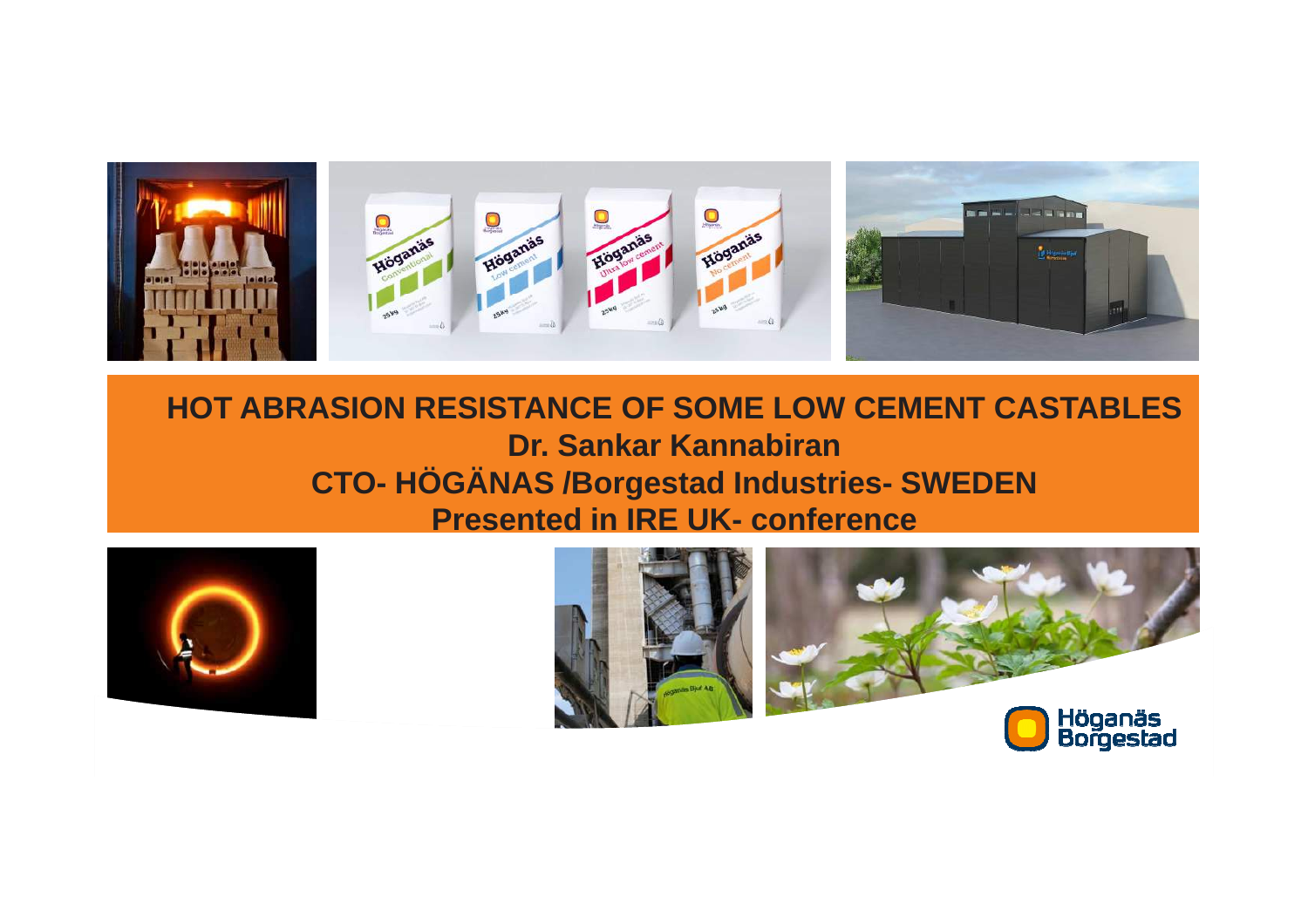# HOT ABRASION RESISTANCE OF SOME LOW CEMENT CASTABLES

**Dr. Sankar Kannabiran**

**CTO- HÖGÄNAS /Borgestad Industries- SWEDEN**

**Presented in IRE UK- conference**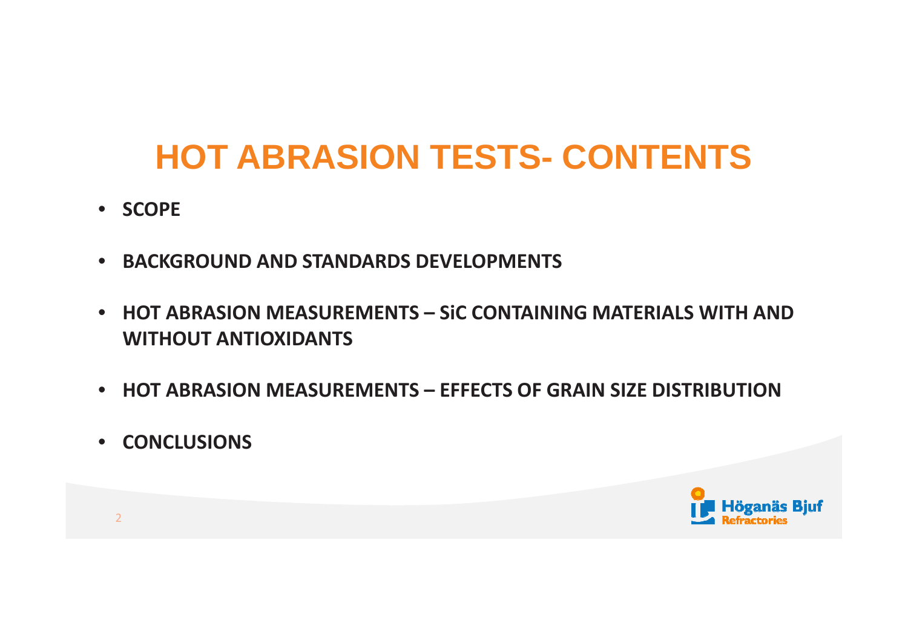# HOT ABRASION TESTS- CONTENTS

- **SCOPE**
- **BACKGROUND AND STANDARDS DEVELOPMENTS**
- **HOT ABRASION MEASUREMENTS – SiC CONTAINING MATERIALS WITH AND WITHOUT ANTIOXIDANTS**
- **HOT ABRASION MEASUREMENTS – EFFECTS OF GRAIN SIZE DISTRIBUTION**
- **CONCLUSIONS**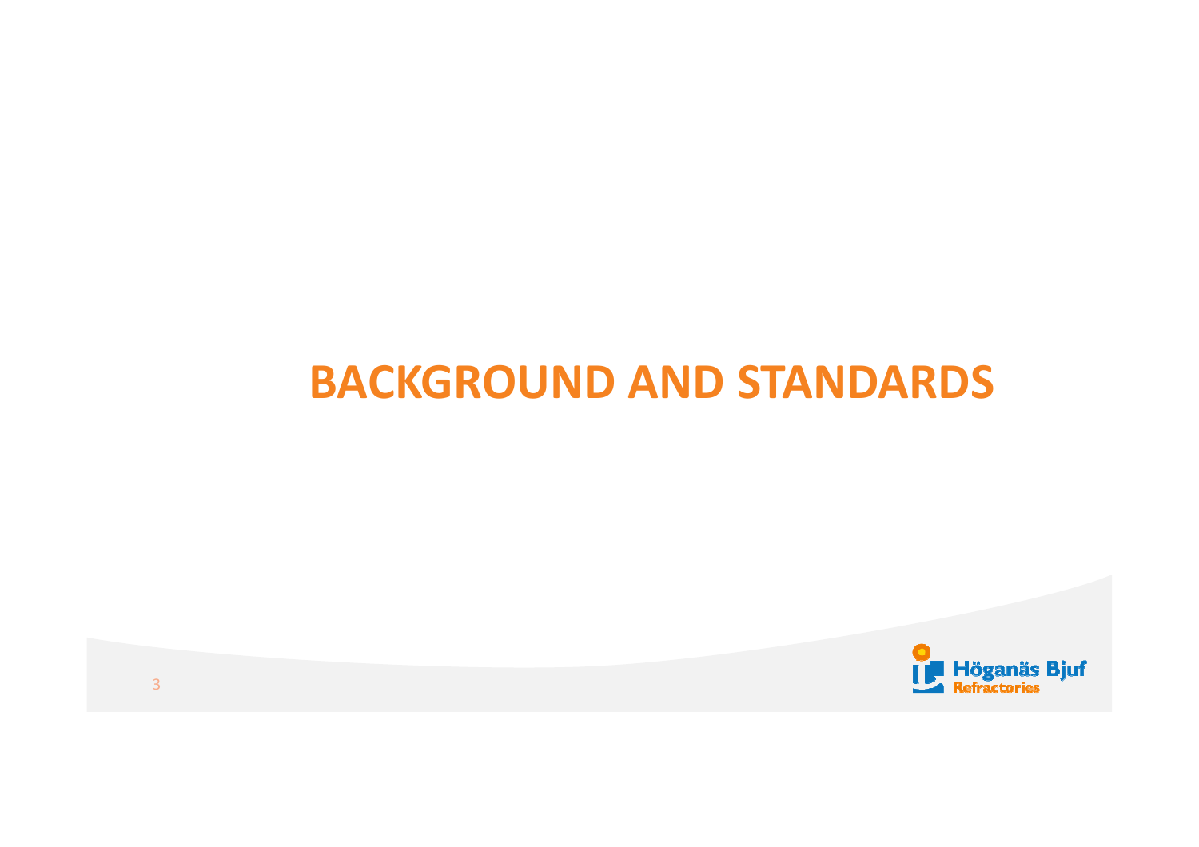# BACKGROUND AND STANDARDS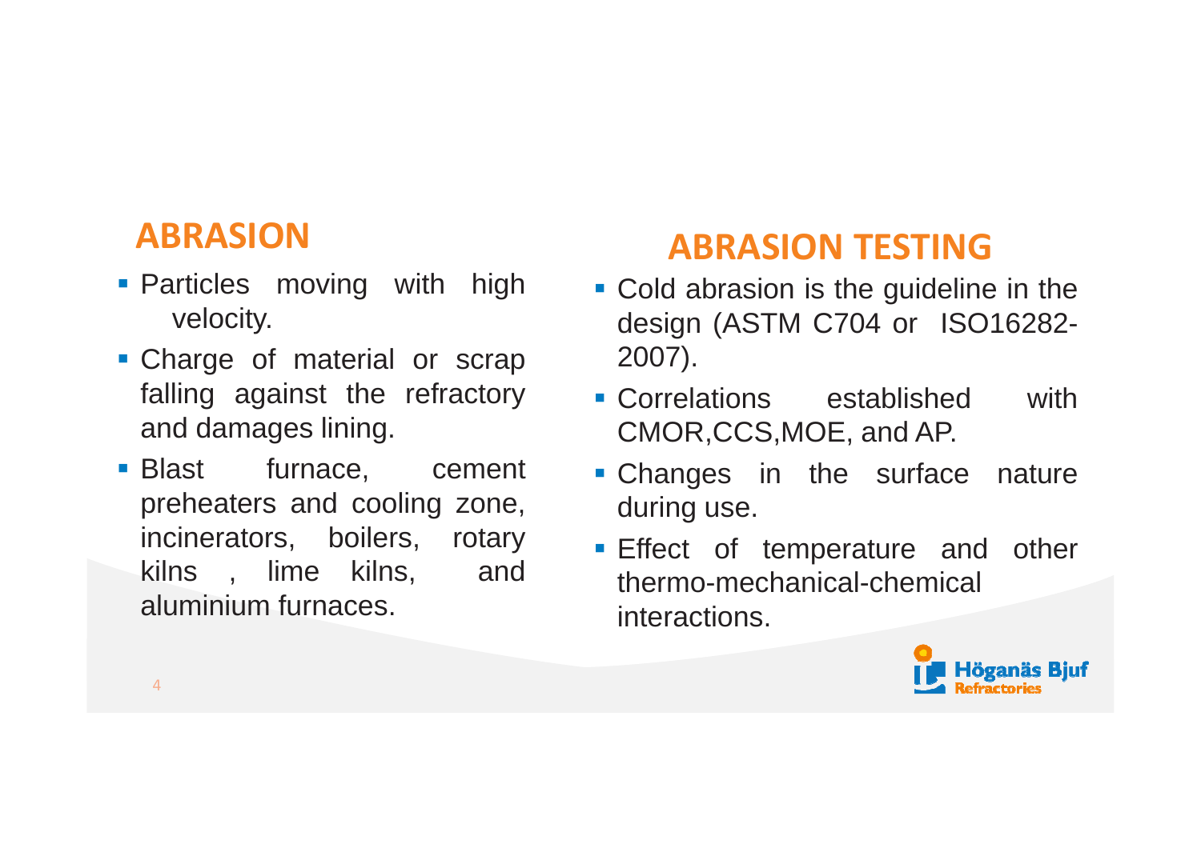## ABRASION

- Particles moving with high velocity.
- Charge of material or scrap falling against the refractory and damages lining.
- Blast furnace, cement preheaters and cooling zone, incinerators, boilers, rotary kilns , lime kilns, and aluminium furnaces.

## ABRASION TESTING

- Cold abrasion is the guideline in the design (ASTM C704 or ISO16282-2007).
- Correlations established with CMOR,CCS,MOE, and AP.
- Changes in the surface nature during use.
- Effect of temperature and other thermo-mechanical-chemical interactions.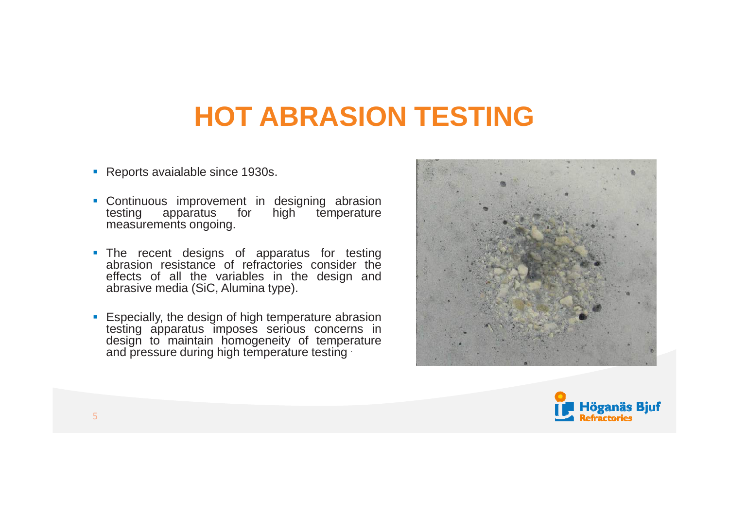# HOT ABRASION TESTING

- Reports avaialable since 1930s.
- Continuous improvement in designing abrasion testing apparatus for high temperature measurements ongoing.
- The recent designs of apparatus for testing abrasion resistance of refractories consider the effects of all the variables in the design and abrasive media (SiC, Alumina type).
- Especially, the design of high temperature abrasion testing apparatus imposes serious concerns in design to maintain homogeneity of temperature and pressure during high temperature testing .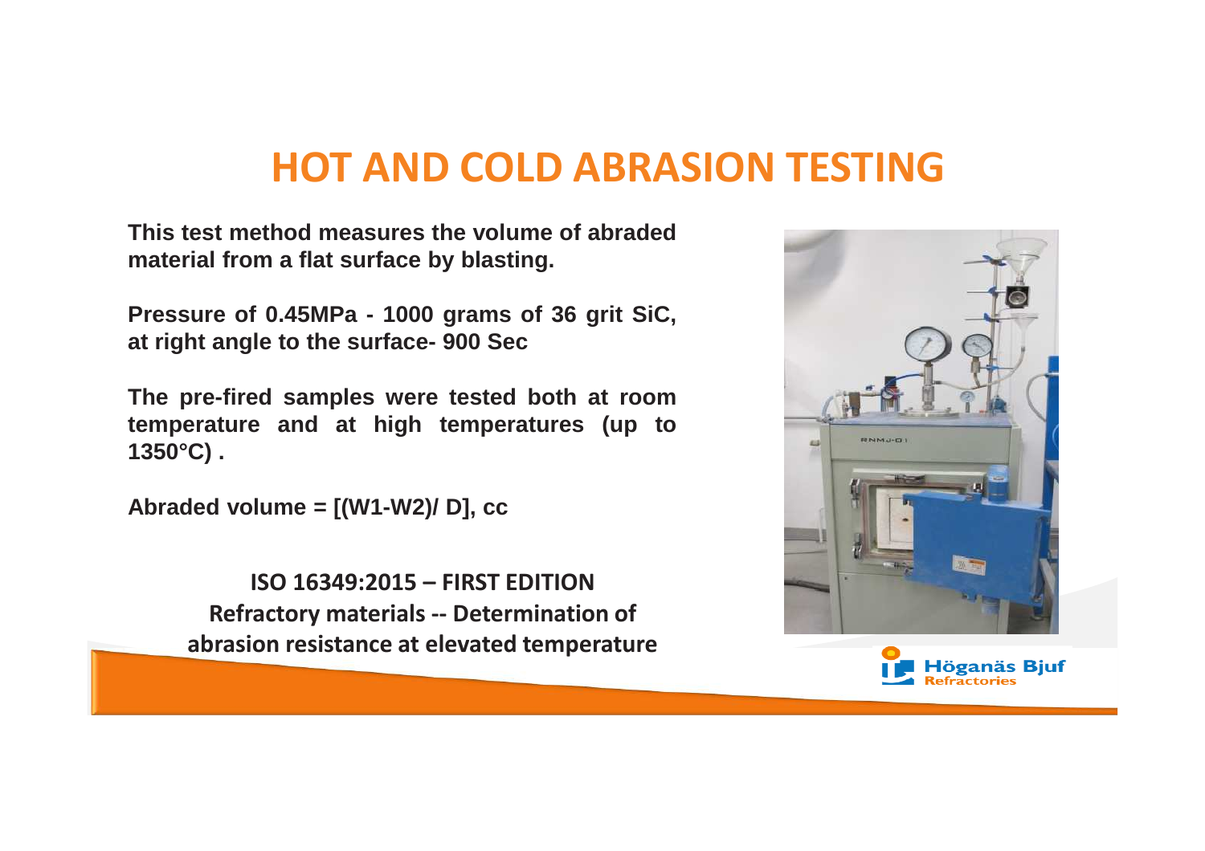# HOT AND COLD ABRASION TESTING

**This test method measures the volume of abraded material from a flat surface by blasting.**

**Pressure of 0.45MPa - 1000 grams of 36 grit SiC, at right angle to the surface- 900 Sec**

**The pre-fired samples were tested both at room temperature and at high temperatures (up to 1350°C) .**

**Abraded volume = [(W1-W2)/ D], cc**

**ISO 16349:2015 – FIRST EDITION**
**Refractory materials -- Determination of abrasion resistance at elevated temperature**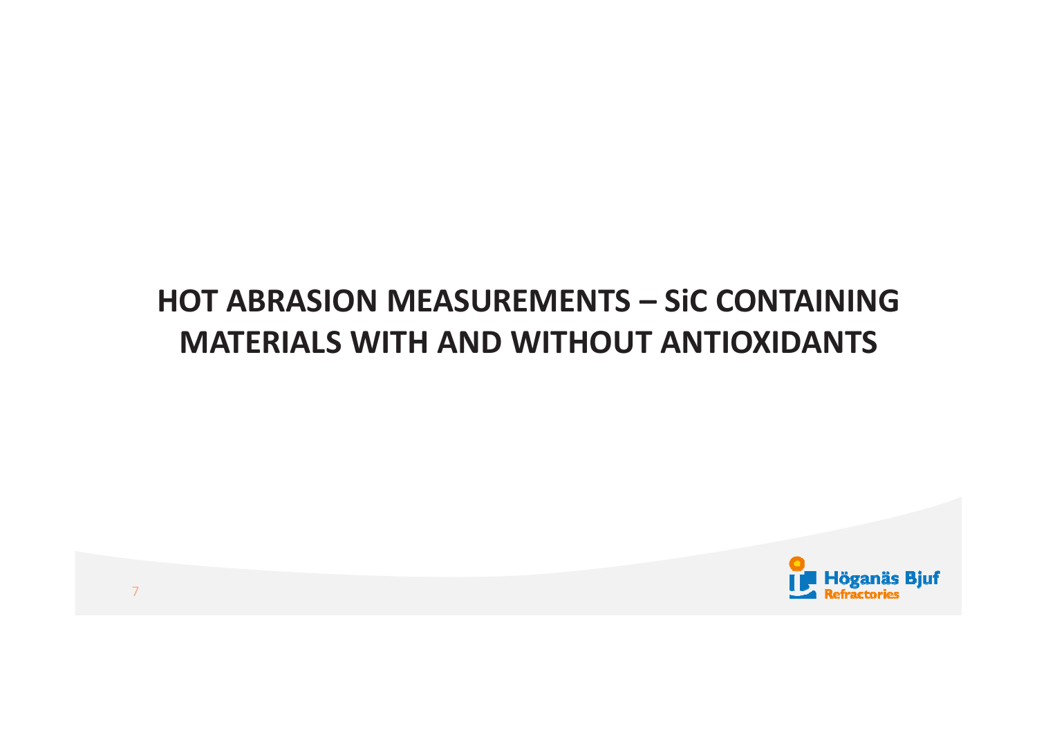# HOT ABRASION MEASUREMENTS – SiC CONTAINING MATERIALS WITH AND WITHOUT ANTIOXIDANTS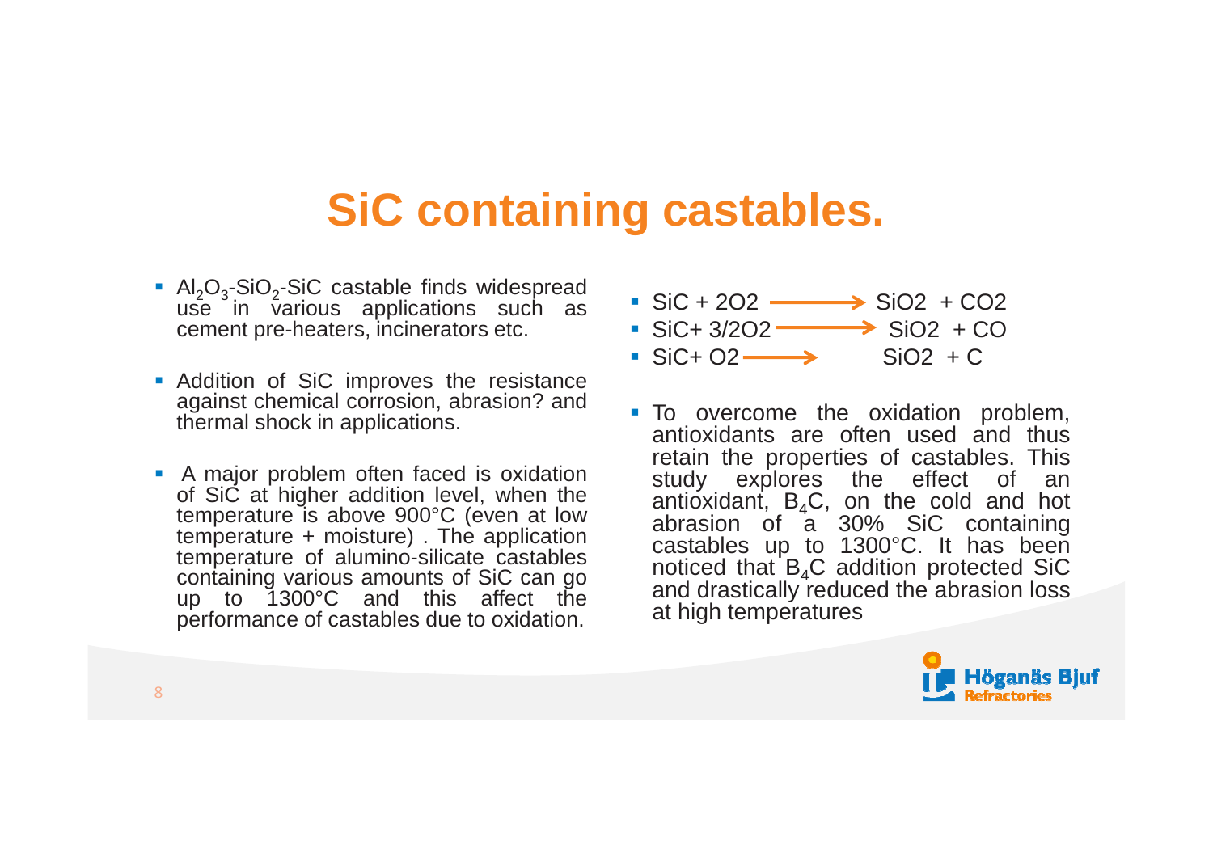# SiC containing castables.

- $Al_2O_3$-$SiO_2$-SiC castable finds widespread use in various applications such as cement pre-heaters, incinerators etc.
- Addition of SiC improves the resistance against chemical corrosion, abrasion? and thermal shock in applications.
- A major problem often faced is oxidation of SiC at higher addition level, when the temperature is above 900°C (even at low temperature + moisture) . The application temperature of alumino-silicate castables containing various amounts of SiC can go up to 1300°C and this affect the performance of castables due to oxidation.

- $SiC + 2O_2 \longrightarrow SiO_2 + CO_2$
- $SiC + 3/2O_2 \longrightarrow SiO_2 + CO$
- $SiC + O_2 \longrightarrow SiO_2 + C$

- To overcome the oxidation problem, antioxidants are often used and thus retain the properties of castables. This study explores the effect of an antioxidant, $B_4C$, on the cold and hot abrasion of a 30% SiC containing castables up to 1300°C. It has been noticed that $B_4C$ addition protected SiC and drastically reduced the abrasion loss at high temperatures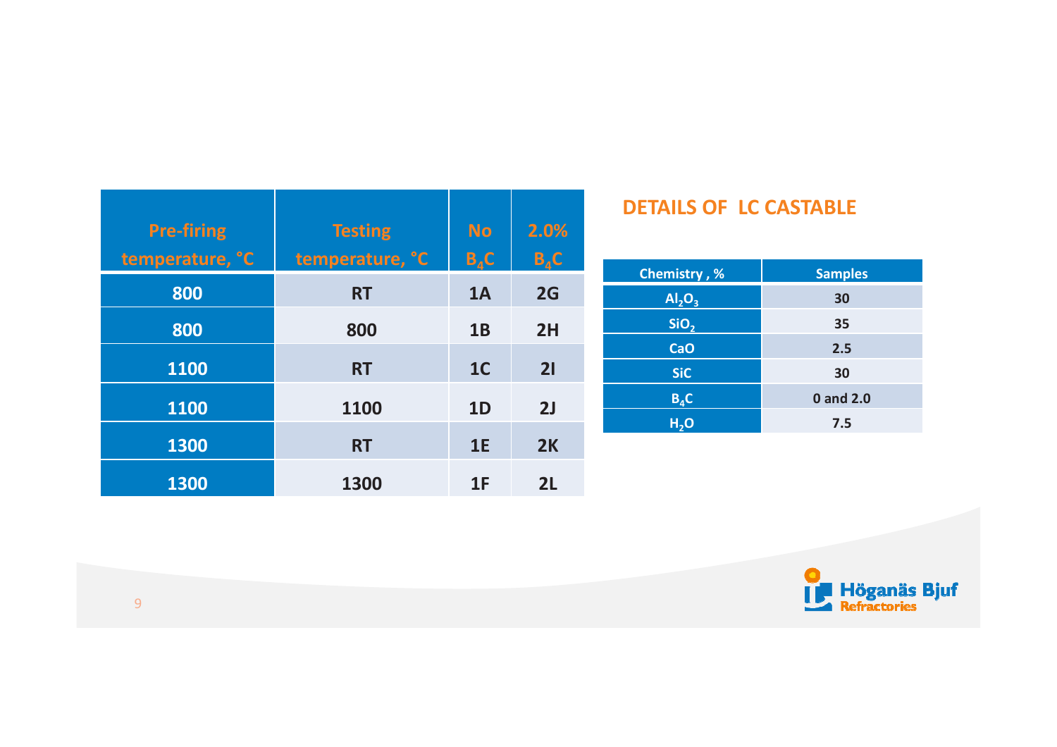| Pre-firing temperature, °C | Testing temperature, °C | No $B_4C$ | 2.0% $B_4C$ |
|---|---|---|---|
| 800 | RT | 1A | 2G |
| 800 | 800 | 1B | 2H |
| 1100 | RT | 1C | 2I |
| 1100 | 1100 | 1D | 2J |
| 1300 | RT | 1E | 2K |
| 1300 | 1300 | 1F | 2L |

## DETAILS OF LC CASTABLE

| Chemistry , % | Samples |
|---|---|
| $Al_2O_3$ | 30 |
| $SiO_2$ | 35 |
| CaO | 2.5 |
| SiC | 30 |
| $B_4C$ | 0 and 2.0 |
| $H_2O$ | 7.5 |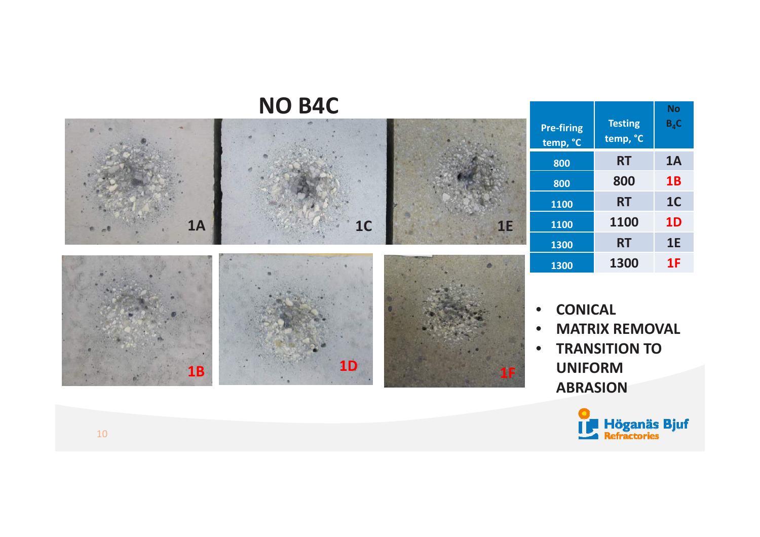# NO B4C

1A | 1C | 1E

1B | 1D | 1F

| Pre-firing temp, °C | Testing temp, °C | No $B_4C$ |
|---|---|---|
| 800 | RT | 1A |
| 800 | 800 | 1B |
| 1100 | RT | 1C |
| 1100 | 1100 | 1D |
| 1300 | RT | 1E |
| 1300 | 1300 | 1F |

- CONICAL
- MATRIX REMOVAL
- TRANSITION TO UNIFORM ABRASION

Höganäs Bjuf Refractories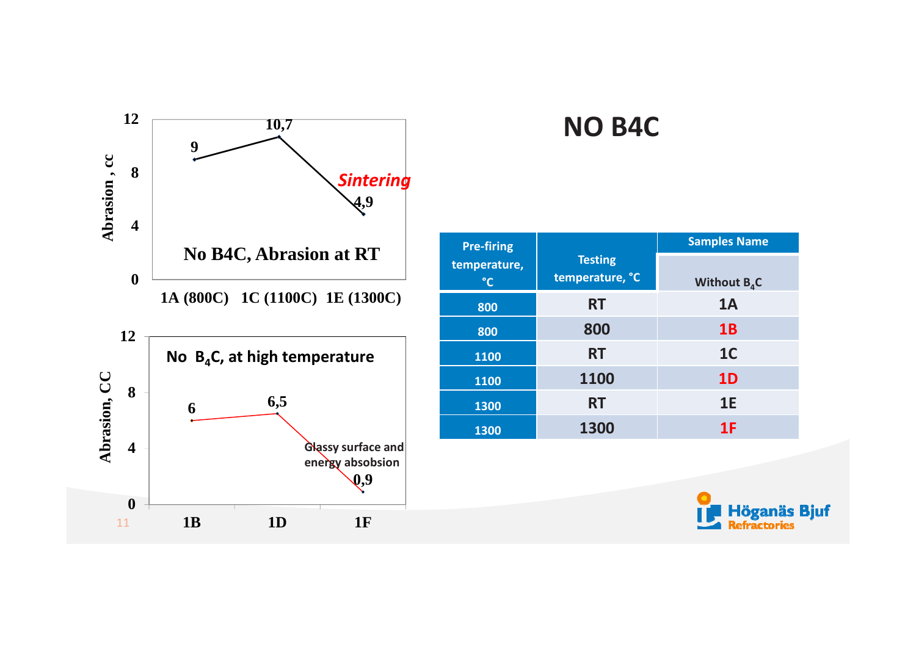# NO B4C

**No B4C, Abrasion at RT**

| Sample | Abrasion, cc |
|---|---|
| 1A (800C) | 9 |
| 1C (1100C) | 10,7 |
| 1E (1300C) | 4,9 |

*Sintering*

**No $B_4C$, at high temperature**

| Sample | Abrasion, CC |
|---|---|
| 1B | 6 |
| 1D | 6,5 |
| 1F | 0,9 |

Glassy surface and energy absobsion

| Pre-firing temperature, °C | Testing temperature, °C | Samples Name |
|---|---|---|
| | | Without $B_4C$ |
| 800 | RT | 1A |
| 800 | 800 | 1B |
| 1100 | RT | 1C |
| 1100 | 1100 | 1D |
| 1300 | RT | 1E |
| 1300 | 1300 | 1F |

Höganäs Bjuf Refractories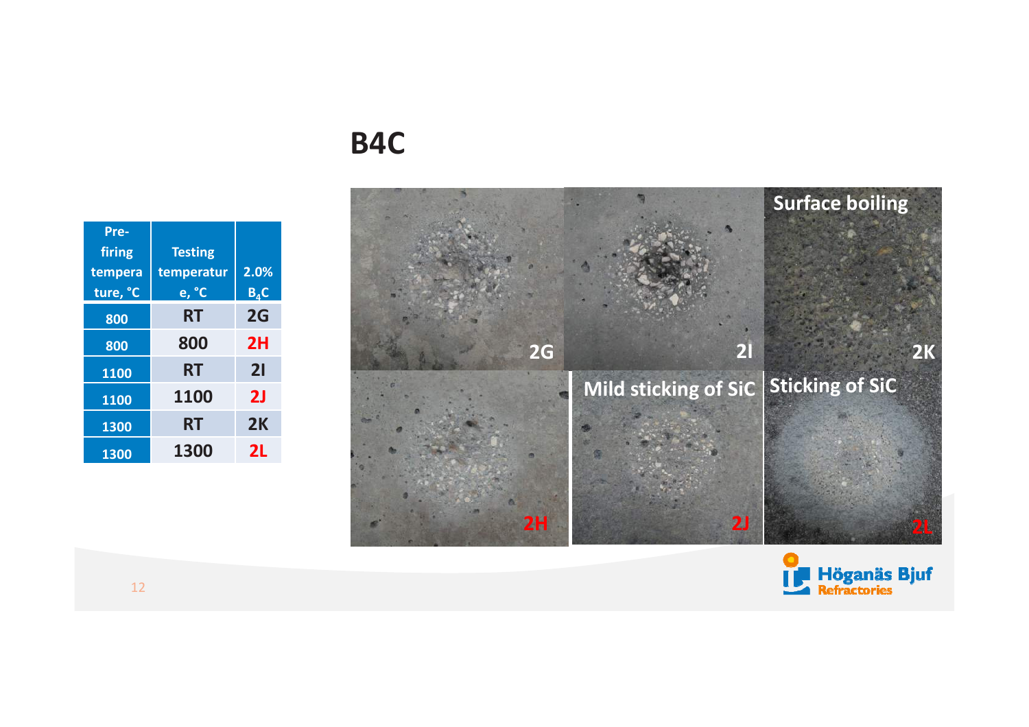# B4C

| Pre-firing temperature, °C | Testing temperature, °C | 2.0% $B_4C$ |
|---|---|---|
| 800 | RT | 2G |
| 800 | 800 | 2H |
| 1100 | RT | 2I |
| 1100 | 1100 | 2J |
| 1300 | RT | 2K |
| 1300 | 1300 | 2L |

2G

2I

Surface boiling

2K

2H

Mild sticking of SiC

2J

Sticking of SiC

2L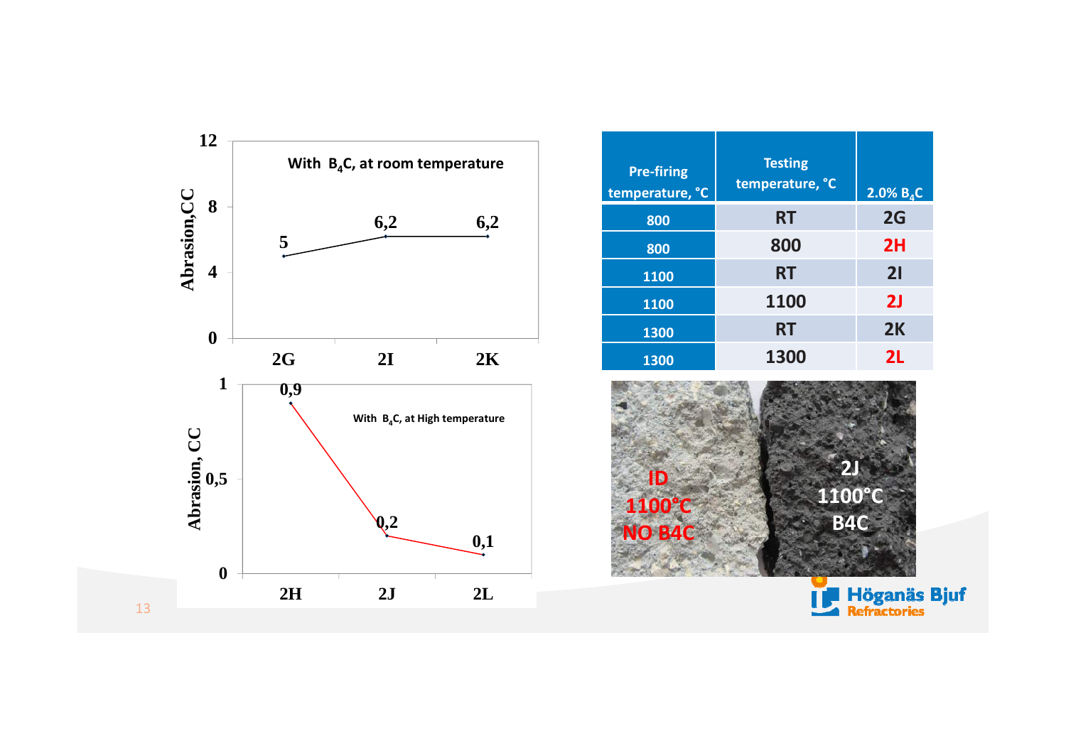**With $B_4C$, at room temperature**

Abrasion, CC

| Sample | Abrasion, CC |
|---|---|
| 2G | 5 |
| 2I | 6,2 |
| 2K | 6,2 |

**With $B_4C$, at High temperature**

Abrasion, CC

| Sample | Abrasion, CC |
|---|---|
| 2H | 0,9 |
| 2J | 0,2 |
| 2L | 0,1 |

| Pre-firing temperature, °C | Testing temperature, °C | 2.0% $B_4C$ |
|---|---|---|
| 800 | RT | 2G |
| 800 | 800 | 2H |
| 1100 | RT | 2I |
| 1100 | 1100 | 2J |
| 1300 | RT | 2K |
| 1300 | 1300 | 2L |

ID 1100°C NO B4C

2J 1100°C B4C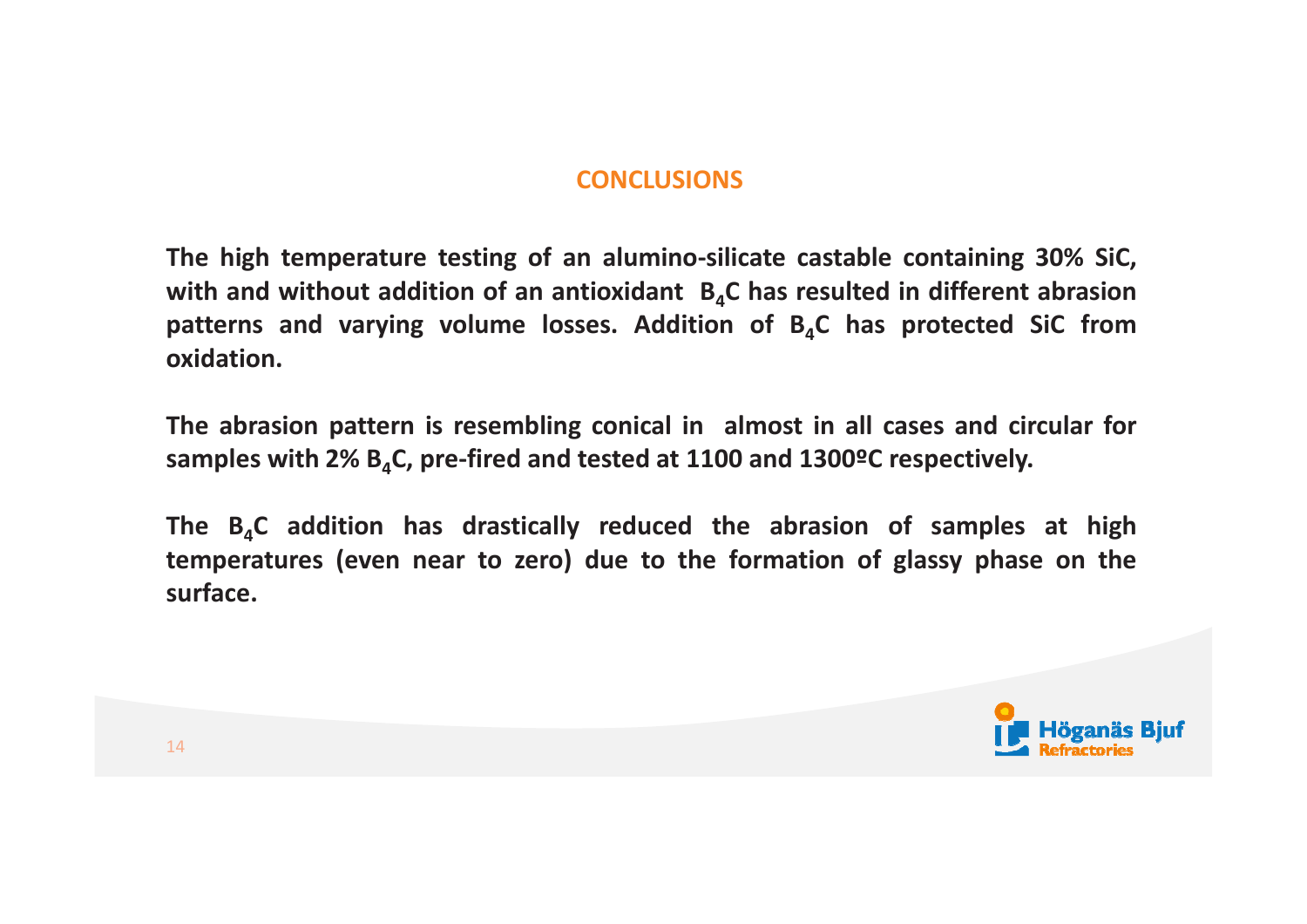## CONCLUSIONS

**The high temperature testing of an alumino-silicate castable containing 30% SiC, with and without addition of an antioxidant $B_4C$ has resulted in different abrasion patterns and varying volume losses. Addition of $B_4C$ has protected SiC from oxidation.**

**The abrasion pattern is resembling conical in almost in all cases and circular for samples with 2% $B_4C$, pre-fired and tested at 1100 and 1300ºC respectively.**

**The $B_4C$ addition has drastically reduced the abrasion of samples at high temperatures (even near to zero) due to the formation of glassy phase on the surface.**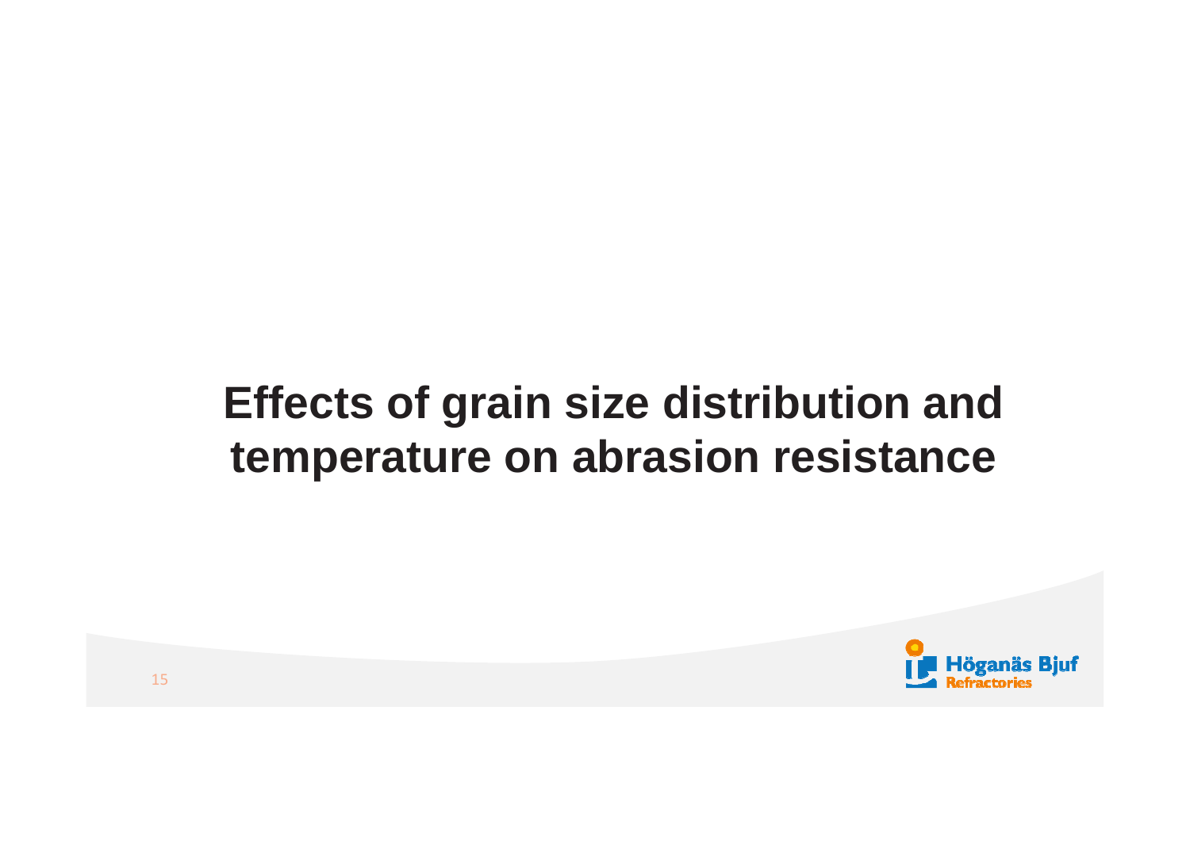# Effects of grain size distribution and temperature on abrasion resistance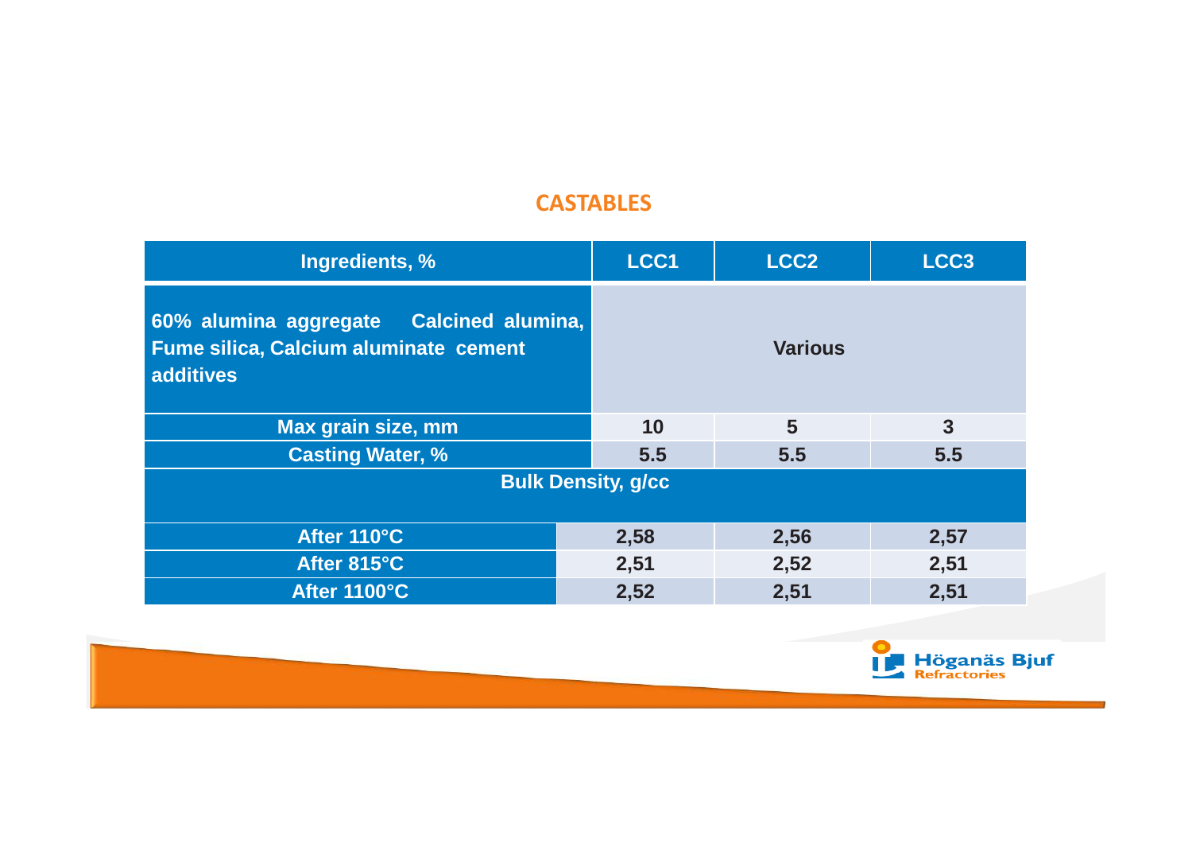## CASTABLES

| Ingredients, % | LCC1 | LCC2 | LCC3 |
|---|---|---|---|
| 60% alumina aggregate Calcined alumina, Fume silica, Calcium aluminate cement additives | Various | | |
| Max grain size, mm | 10 | 5 | 3 |
| Casting Water, % | 5.5 | 5.5 | 5.5 |
| **Bulk Density, g/cc** | | | |
| After 110°C | 2,58 | 2,56 | 2,57 |
| After 815°C | 2,51 | 2,52 | 2,51 |
| After 1100°C | 2,52 | 2,51 | 2,51 |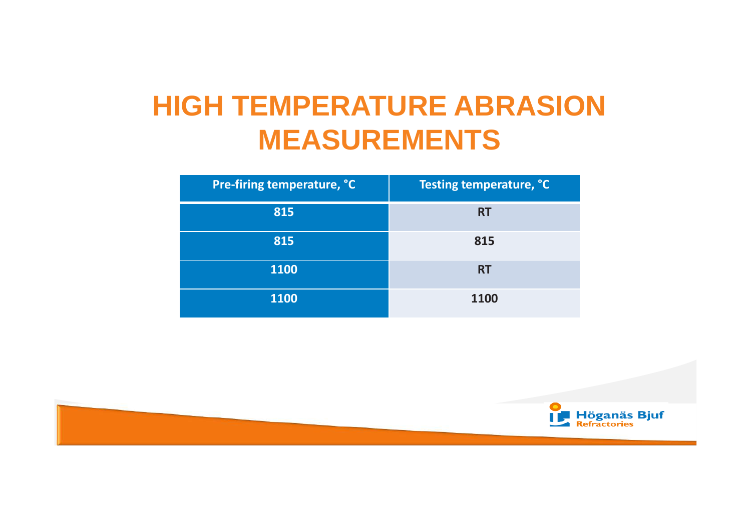# HIGH TEMPERATURE ABRASION MEASUREMENTS

| Pre-firing temperature, °C | Testing temperature, °C |
| --- | --- |
| 815 | RT |
| 815 | 815 |
| 1100 | RT |
| 1100 | 1100 |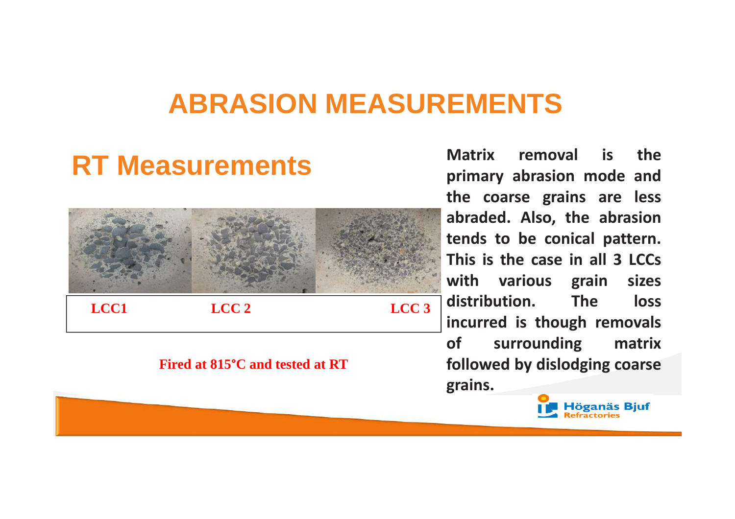# ABRASION MEASUREMENTS

## RT Measurements

| LCC1 | LCC 2 | LCC 3 |
|---|---|---|

**Fired at 815°C and tested at RT**

**Matrix removal is the primary abrasion mode and the coarse grains are less abraded. Also, the abrasion tends to be conical pattern. This is the case in all 3 LCCs with various grain sizes distribution. The loss incurred is though removals of surrounding matrix followed by dislodging coarse grains.**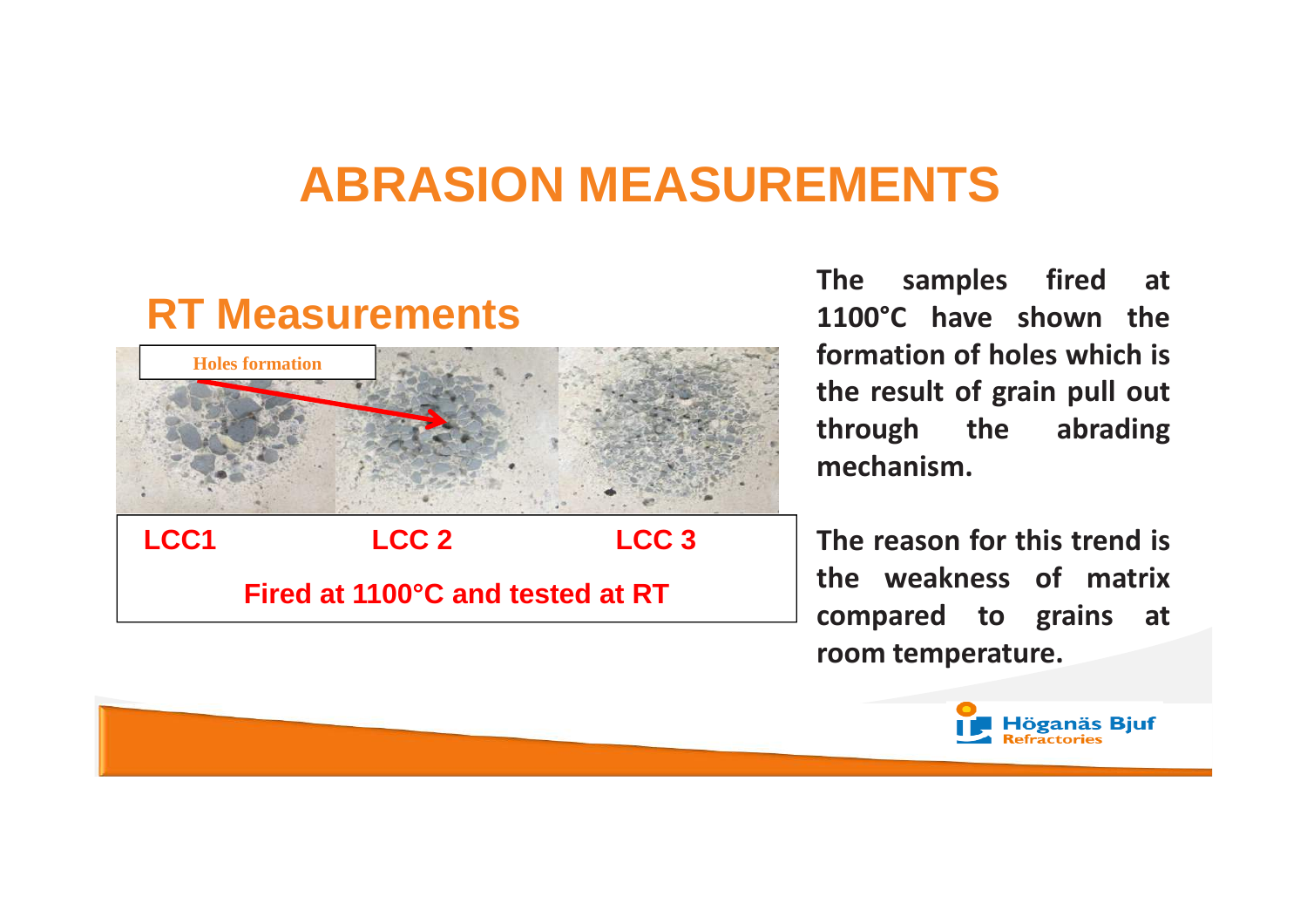# ABRASION MEASUREMENTS

## RT Measurements

Holes formation

LCC1 LCC 2 LCC 3

Fired at 1100°C and tested at RT

**The samples fired at 1100°C have shown the formation of holes which is the result of grain pull out through the abrading mechanism.**

**The reason for this trend is the weakness of matrix compared to grains at room temperature.**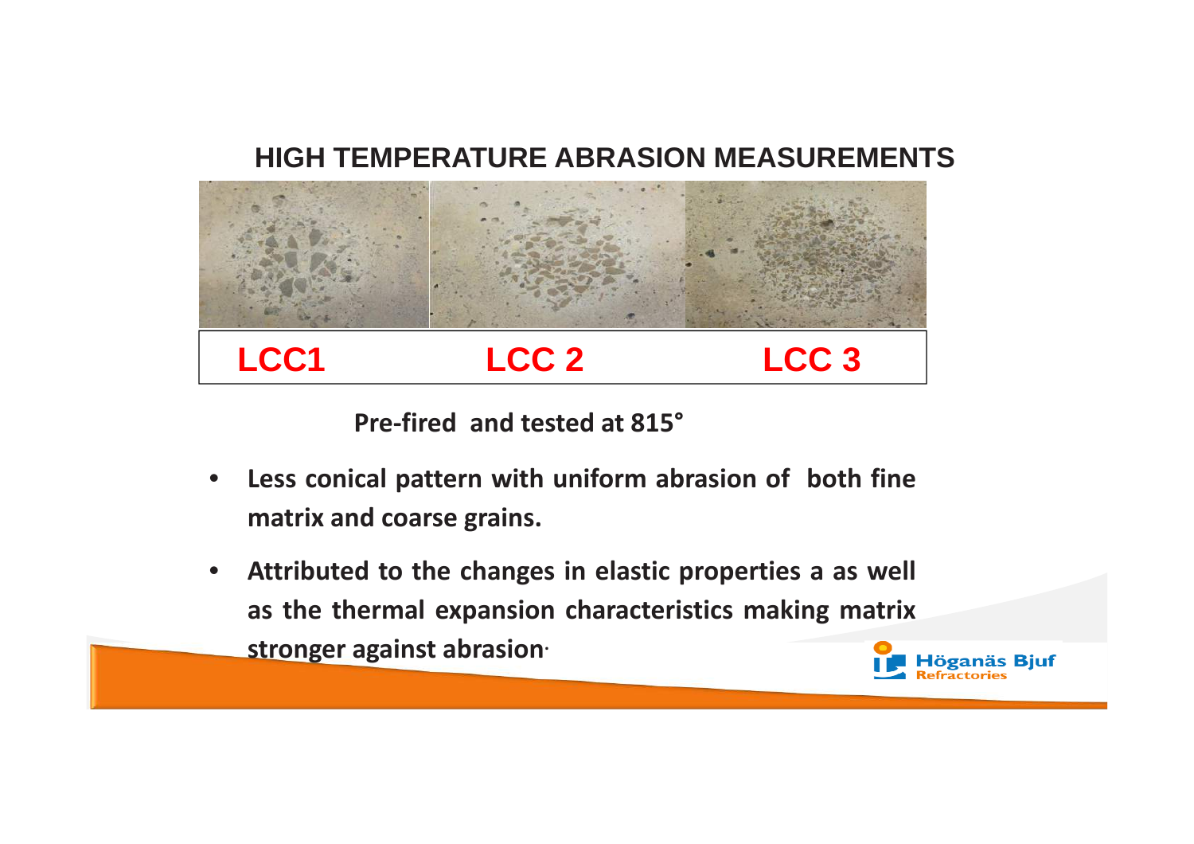# HIGH TEMPERATURE ABRASION MEASUREMENTS

| LCC1 | LCC 2 | LCC 3 |
|---|---|---|

**Pre-fired and tested at 815°**

- **Less conical pattern with uniform abrasion of both fine matrix and coarse grains.**
- **Attributed to the changes in elastic properties a as well as the thermal expansion characteristics making matrix stronger against abrasion.**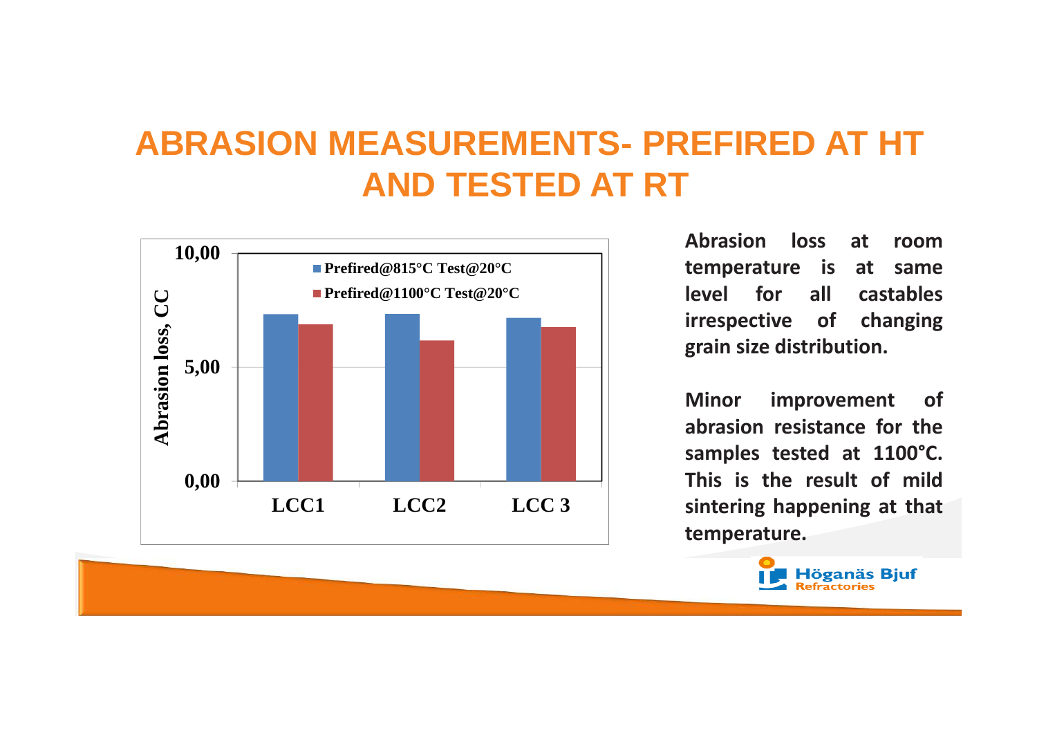# ABRASION MEASUREMENTS- PREFIRED AT HT AND TESTED AT RT

Abrasion loss, CC

10,00

5,00

0,00

■ Prefired@815°C Test@20°C

■ Prefired@1100°C Test@20°C

LCC1 LCC2 LCC 3

**Abrasion loss at room temperature is at same level for all castables irrespective of changing grain size distribution.**

**Minor improvement of abrasion resistance for the samples tested at 1100°C. This is the result of mild sintering happening at that temperature.**

Höganäs Bjuf Refractories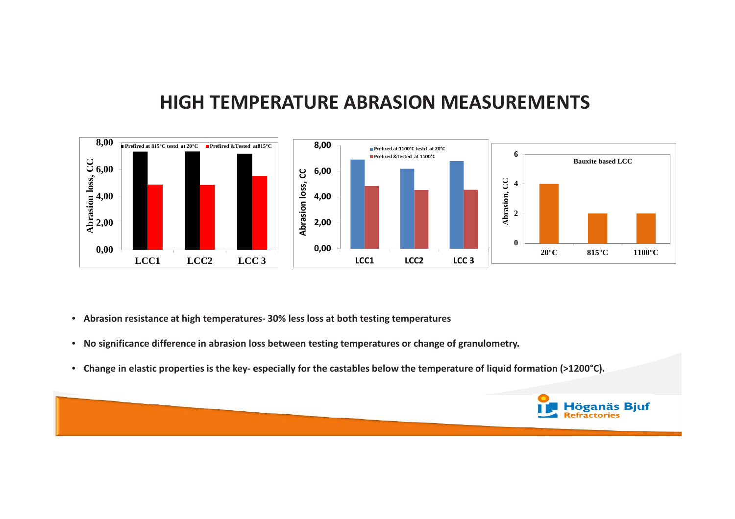# HIGH TEMPERATURE ABRASION MEASUREMENTS

- **Abrasion resistance at high temperatures- 30% less loss at both testing temperatures**
- **No significance difference in abrasion loss between testing temperatures or change of granulometry.**
- **Change in elastic properties is the key- especially for the castables below the temperature of liquid formation (>1200°C).**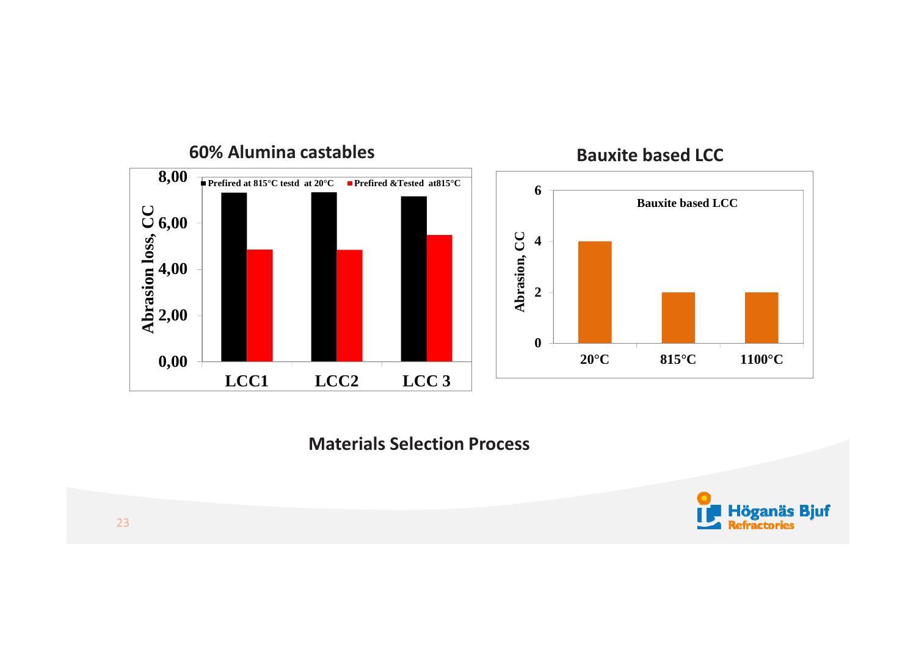## 60% Alumina castables

Abrasion loss, CC

- Prefired at 815°C testd at 20°C
- Prefired &Tested at815°C

8,00
6,00
4,00
2,00
0,00

LCC1 LCC2 LCC 3

## Bauxite based LCC

Bauxite based LCC

Abrasion, CC

6
4
2
0

20°C 815°C 1100°C

## Materials Selection Process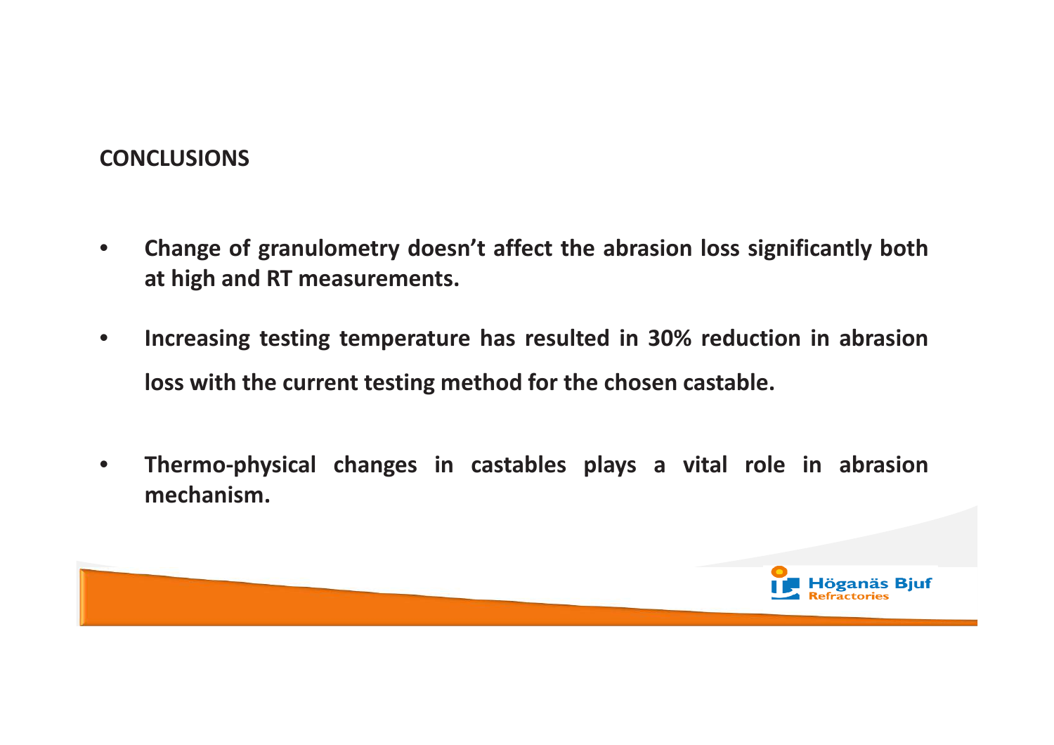## CONCLUSIONS

- **Change of granulometry doesn't affect the abrasion loss significantly both at high and RT measurements.**
- **Increasing testing temperature has resulted in 30% reduction in abrasion loss with the current testing method for the chosen castable.**
- **Thermo-physical changes in castables plays a vital role in abrasion mechanism.**